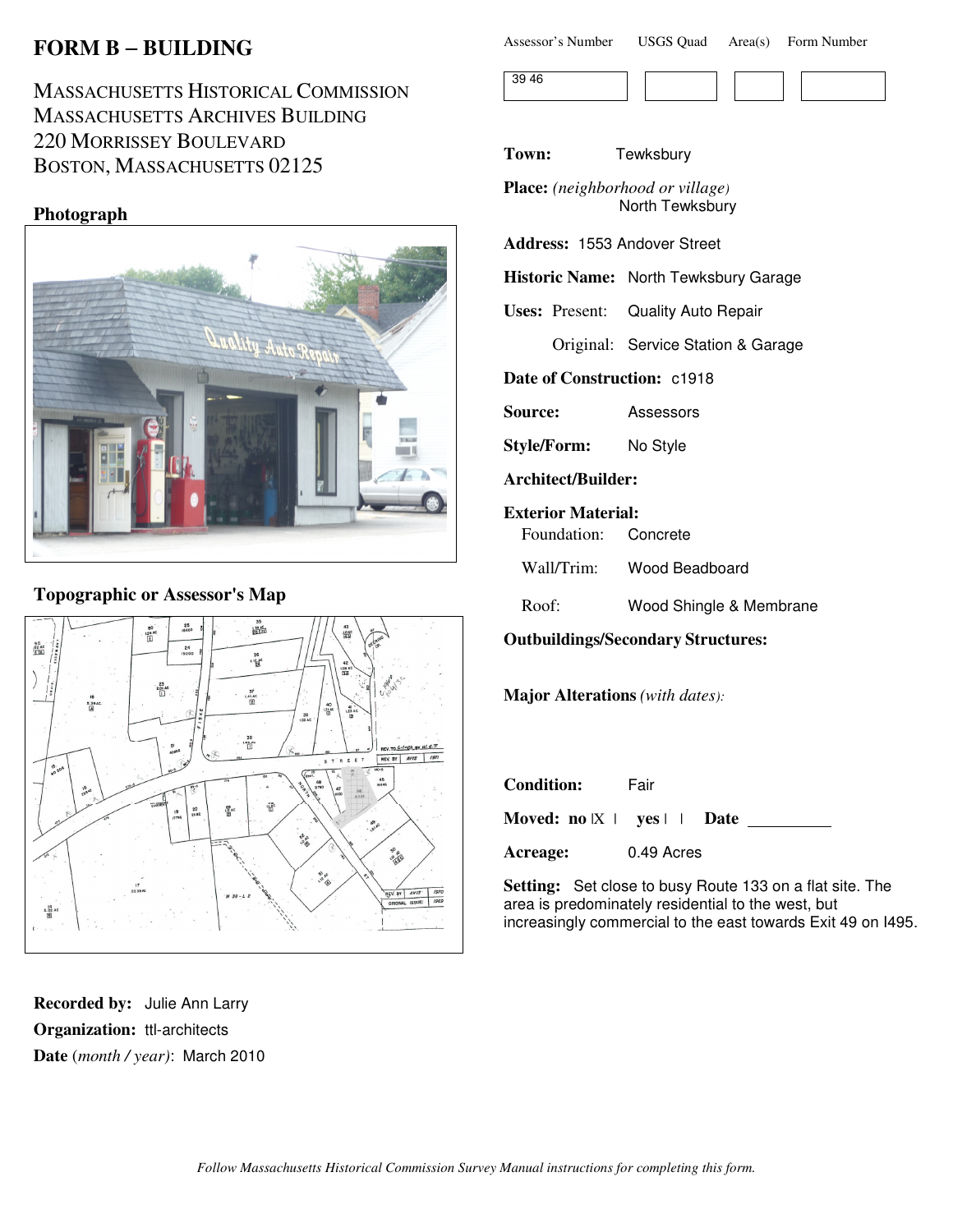# FORM B – BUILDING

MASSACHUSETTS HISTORICAL COMMISSION
MASSACHUSETTS ARCHIVES BUILDING
220 MORRISSEY BOULEVARD
BOSTON, MASSACHUSETTS 02125

| Assessor's Number | USGS Quad | Area(s) | Form Number |
|---|---|---|---|
| 39 46 | | | |

## Photograph

**Town:** Tewksbury

**Place:** *(neighborhood or village)* North Tewksbury

**Address:** 1553 Andover Street

**Historic Name:** North Tewksbury Garage

**Uses:** Present: Quality Auto Repair

Original: Service Station & Garage

**Date of Construction:** c1918

**Source:** Assessors

**Style/Form:** No Style

**Architect/Builder:**

**Exterior Material:**

Foundation: Concrete

Wall/Trim: Wood Beadboard

Roof: Wood Shingle & Membrane

**Outbuildings/Secondary Structures:**

**Major Alterations** *(with dates)*:

**Condition:** Fair

**Moved:** no [X] yes [ ] **Date** __________

**Acreage:** 0.49 Acres

**Setting:** Set close to busy Route 133 on a flat site. The area is predominately residential to the west, but increasingly commercial to the east towards Exit 49 on I495.

## Topographic or Assessor's Map

**Recorded by:** Julie Ann Larry

**Organization:** ttl-architects

**Date** (*month / year*): March 2010

*Follow Massachusetts Historical Commission Survey Manual instructions for completing this form.*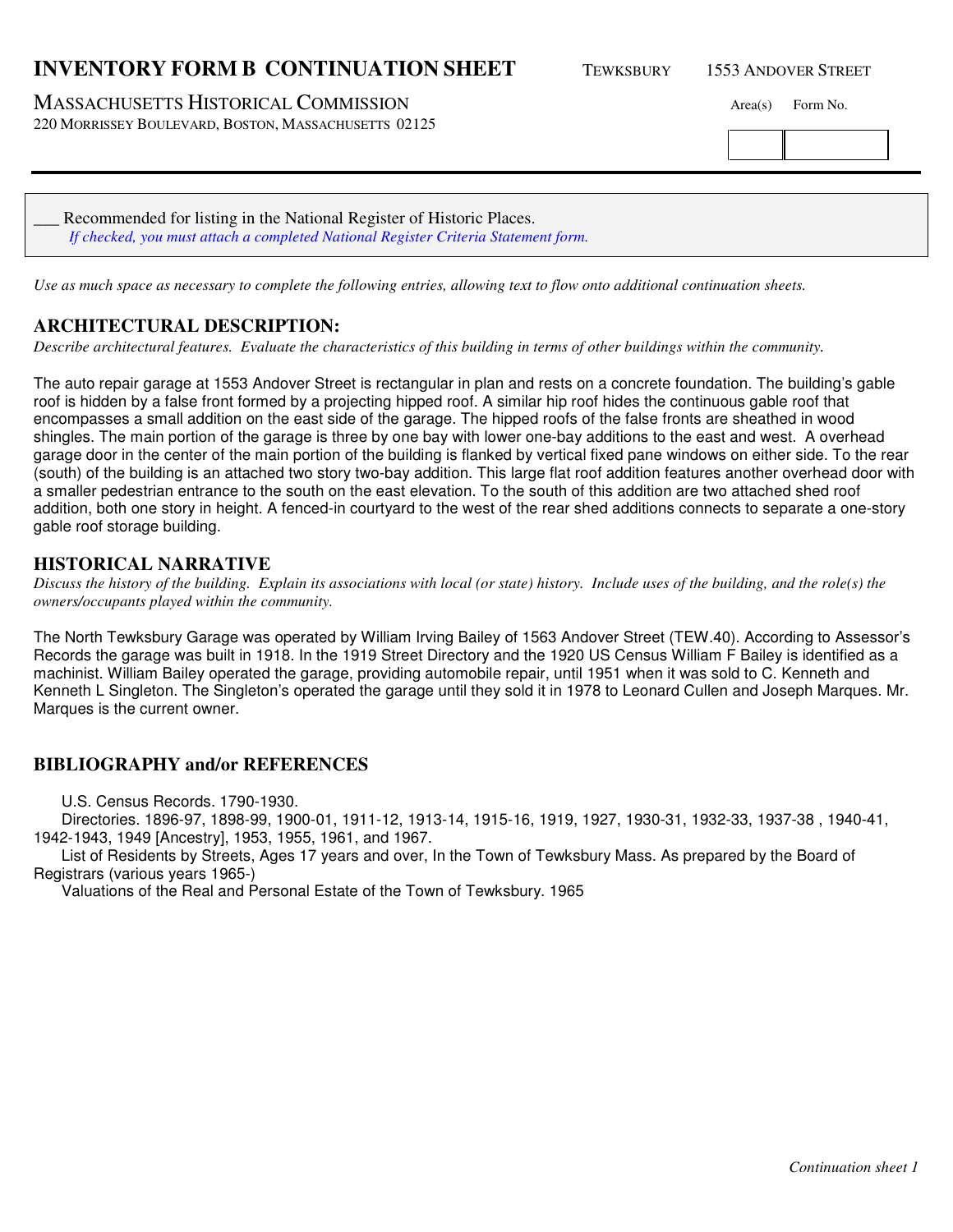# INVENTORY FORM B CONTINUATION SHEET

TEWKSBURY 1553 ANDOVER STREET

MASSACHUSETTS HISTORICAL COMMISSION
220 MORRISSEY BOULEVARD, BOSTON, MASSACHUSETTS 02125

Area(s) Form No.

| Area(s) | Form No. |
|---|---|
| | |

___ Recommended for listing in the National Register of Historic Places.
*If checked, you must attach a completed National Register Criteria Statement form.*

*Use as much space as necessary to complete the following entries, allowing text to flow onto additional continuation sheets.*

## ARCHITECTURAL DESCRIPTION:

*Describe architectural features. Evaluate the characteristics of this building in terms of other buildings within the community.*

The auto repair garage at 1553 Andover Street is rectangular in plan and rests on a concrete foundation. The building's gable roof is hidden by a false front formed by a projecting hipped roof. A similar hip roof hides the continuous gable roof that encompasses a small addition on the east side of the garage. The hipped roofs of the false fronts are sheathed in wood shingles. The main portion of the garage is three by one bay with lower one-bay additions to the east and west. A overhead garage door in the center of the main portion of the building is flanked by vertical fixed pane windows on either side. To the rear (south) of the building is an attached two story two-bay addition. This large flat roof addition features another overhead door with a smaller pedestrian entrance to the south on the east elevation. To the south of this addition are two attached shed roof addition, both one story in height. A fenced-in courtyard to the west of the rear shed additions connects to separate a one-story gable roof storage building.

## HISTORICAL NARRATIVE

*Discuss the history of the building. Explain its associations with local (or state) history. Include uses of the building, and the role(s) the owners/occupants played within the community.*

The North Tewksbury Garage was operated by William Irving Bailey of 1563 Andover Street (TEW.40). According to Assessor's Records the garage was built in 1918. In the 1919 Street Directory and the 1920 US Census William F Bailey is identified as a machinist. William Bailey operated the garage, providing automobile repair, until 1951 when it was sold to C. Kenneth and Kenneth L Singleton. The Singleton's operated the garage until they sold it in 1978 to Leonard Cullen and Joseph Marques. Mr. Marques is the current owner.

## BIBLIOGRAPHY and/or REFERENCES

U.S. Census Records. 1790-1930.
Directories. 1896-97, 1898-99, 1900-01, 1911-12, 1913-14, 1915-16, 1919, 1927, 1930-31, 1932-33, 1937-38 , 1940-41, 1942-1943, 1949 [Ancestry], 1953, 1955, 1961, and 1967.
List of Residents by Streets, Ages 17 years and over, In the Town of Tewksbury Mass. As prepared by the Board of Registrars (various years 1965-)
Valuations of the Real and Personal Estate of the Town of Tewksbury. 1965

*Continuation sheet 1*